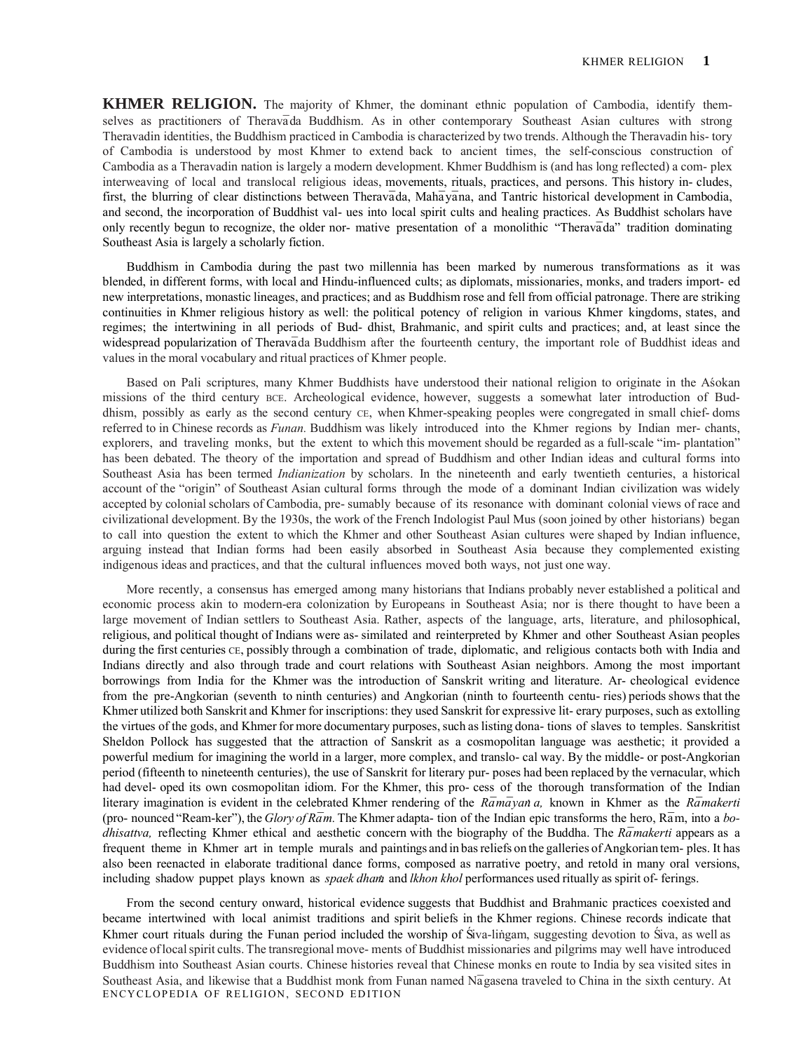**KHMER RELIGION.** The majority of Khmer, the dominant ethnic population of Cambodia, identify themselves as practitioners of Theravāda Buddhism. As in other contemporary Southeast Asian cultures with strong Theravadin identities, the Buddhism practiced in Cambodia is characterized by two trends. Although the Theravadin history of Cambodia is understood by most Khmer to extend back to ancient times, the self-conscious construction of Cambodia as a Theravadin nation is largely a modern development. Khmer Buddhism is (and has long reflected) a complex interweaving of local and translocal religious ideas, movements, rituals, practices, and persons. This history includes, first, the blurring of clear distinctions between Theravāda, Mahāyāna, and Tantric historical development in Cambodia, and second, the incorporation of Buddhist values into local spirit cults and healing practices. As Buddhist scholars have only recently begun to recognize, the older normative presentation of a monolithic "Theravāda" tradition dominating Southeast Asia is largely a scholarly fiction.

Buddhism in Cambodia during the past two millennia has been marked by numerous transformations as it was blended, in different forms, with local and Hindu-influenced cults; as diplomats, missionaries, monks, and traders imported new interpretations, monastic lineages, and practices; and as Buddhism rose and fell from official patronage. There are striking continuities in Khmer religious history as well: the political potency of religion in various Khmer kingdoms, states, and regimes; the intertwining in all periods of Buddhist, Brahmanic, and spirit cults and practices; and, at least since the widespread popularization of Theravāda Buddhism after the fourteenth century, the important role of Buddhist ideas and values in the moral vocabulary and ritual practices of Khmer people.

Based on Pali scriptures, many Khmer Buddhists have understood their national religion to originate in the Aśokan missions of the third century BCE. Archeological evidence, however, suggests a somewhat later introduction of Buddhism, possibly as early as the second century CE, when Khmer-speaking peoples were congregated in small chiefdoms referred to in Chinese records as *Funan.* Buddhism was likely introduced into the Khmer regions by Indian merchants, explorers, and traveling monks, but the extent to which this movement should be regarded as a full-scale "implantation" has been debated. The theory of the importation and spread of Buddhism and other Indian ideas and cultural forms into Southeast Asia has been termed *Indianization* by scholars. In the nineteenth and early twentieth centuries, a historical account of the "origin" of Southeast Asian cultural forms through the mode of a dominant Indian civilization was widely accepted by colonial scholars of Cambodia, presumably because of its resonance with dominant colonial views of race and civilizational development. By the 1930s, the work of the French Indologist Paul Mus (soon joined by other historians) began to call into question the extent to which the Khmer and other Southeast Asian cultures were shaped by Indian influence, arguing instead that Indian forms had been easily absorbed in Southeast Asia because they complemented existing indigenous ideas and practices, and that the cultural influences moved both ways, not just one way.

More recently, a consensus has emerged among many historians that Indians probably never established a political and economic process akin to modern-era colonization by Europeans in Southeast Asia; nor is there thought to have been a large movement of Indian settlers to Southeast Asia. Rather, aspects of the language, arts, literature, and philosophical, religious, and political thought of Indians were assimilated and reinterpreted by Khmer and other Southeast Asian peoples during the first centuries CE, possibly through a combination of trade, diplomatic, and religious contacts both with India and Indians directly and also through trade and court relations with Southeast Asian neighbors. Among the most important borrowings from India for the Khmer was the introduction of Sanskrit writing and literature. Archeological evidence from the pre-Angkorian (seventh to ninth centuries) and Angkorian (ninth to fourteenth centuries) periods shows that the Khmer utilized both Sanskrit and Khmer for inscriptions: they used Sanskrit for expressive literary purposes, such as extolling the virtues of the gods, and Khmer for more documentary purposes, such as listing donations of slaves to temples. Sanskritist Sheldon Pollock has suggested that the attraction of Sanskrit as a cosmopolitan language was aesthetic; it provided a powerful medium for imagining the world in a larger, more complex, and translocal way. By the middle- or post-Angkorian period (fifteenth to nineteenth centuries), the use of Sanskrit for literary purposes had been replaced by the vernacular, which had developed its own cosmopolitan idiom. For the Khmer, this process of the thorough transformation of the Indian literary imagination is evident in the celebrated Khmer rendering of the *Rāmāyaṇa,* known in Khmer as the *Rāmakerti* (pronounced "Ream-ker"), the *Glory of Rām.* The Khmer adaptation of the Indian epic transforms the hero, Rām, into a *bodhisattva,* reflecting Khmer ethical and aesthetic concern with the biography of the Buddha. The *Rāmakerti* appears as a frequent theme in Khmer art in temple murals and paintings and in bas reliefs on the galleries of Angkorian temples. It has also been reenacted in elaborate traditional dance forms, composed as narrative poetry, and retold in many oral versions, including shadow puppet plays known as *spaek dhaṁ* and *lkhon khol* performances used ritually as spirit offerings.

From the second century onward, historical evidence suggests that Buddhist and Brahmanic practices coexisted and became intertwined with local animist traditions and spirit beliefs in the Khmer regions. Chinese records indicate that Khmer court rituals during the Funan period included the worship of Śiva-liṅgam, suggesting devotion to Śiva, as well as evidence of local spirit cults. The transregional movements of Buddhist missionaries and pilgrims may well have introduced Buddhism into Southeast Asian courts. Chinese histories reveal that Chinese monks en route to India by sea visited sites in Southeast Asia, and likewise that a Buddhist monk from Funan named Nāgasena traveled to China in the sixth century. At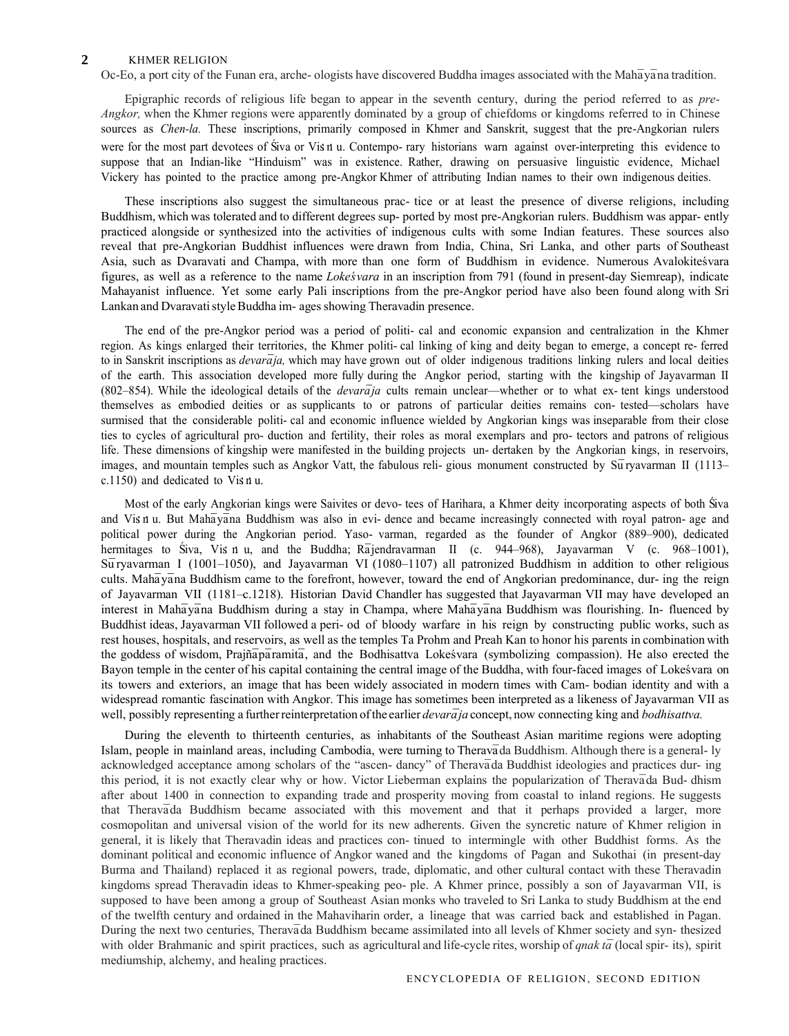Oc-Eo, a port city of the Funan era, archeologists have discovered Buddha images associated with the Mahāyāna tradition.

Epigraphic records of religious life began to appear in the seventh century, during the period referred to as *pre-Angkor,* when the Khmer regions were apparently dominated by a group of chiefdoms or kingdoms referred to in Chinese sources as *Chen-la.* These inscriptions, primarily composed in Khmer and Sanskrit, suggest that the pre-Angkorian rulers were for the most part devotees of Śiva or Viṣṇu. Contemporary historians warn against over-interpreting this evidence to suppose that an Indian-like "Hinduism" was in existence. Rather, drawing on persuasive linguistic evidence, Michael Vickery has pointed to the practice among pre-Angkor Khmer of attributing Indian names to their own indigenous deities.

These inscriptions also suggest the simultaneous practice or at least the presence of diverse religions, including Buddhism, which was tolerated and to different degrees supported by most pre-Angkorian rulers. Buddhism was apparently practiced alongside or synthesized into the activities of indigenous cults with some Indian features. These sources also reveal that pre-Angkorian Buddhist influences were drawn from India, China, Sri Lanka, and other parts of Southeast Asia, such as Dvaravati and Champa, with more than one form of Buddhism in evidence. Numerous Avalokiteśvara figures, as well as a reference to the name *Lokeśvara* in an inscription from 791 (found in present-day Siemreap), indicate Mahayanist influence. Yet some early Pali inscriptions from the pre-Angkor period have also been found along with Sri Lankan and Dvaravati style Buddha images showing Theravadin presence.

The end of the pre-Angkor period was a period of political and economic expansion and centralization in the Khmer region. As kings enlarged their territories, the Khmer political linking of king and deity began to emerge, a concept referred to in Sanskrit inscriptions as *devarāja,* which may have grown out of older indigenous traditions linking rulers and local deities of the earth. This association developed more fully during the Angkor period, starting with the kingship of Jayavarman II (802–854). While the ideological details of the *devarāja* cults remain unclear—whether or to what extent kings understood themselves as embodied deities or as supplicants to or patrons of particular deities remains contested—scholars have surmised that the considerable political and economic influence wielded by Angkorian kings was inseparable from their close ties to cycles of agricultural production and fertility, their roles as moral exemplars and protectors and patrons of religious life. These dimensions of kingship were manifested in the building projects undertaken by the Angkorian kings, in reservoirs, images, and mountain temples such as Angkor Vatt, the fabulous religious monument constructed by Sūryavarman II (1113–c.1150) and dedicated to Viṣṇu.

Most of the early Angkorian kings were Saivites or devotees of Harihara, a Khmer deity incorporating aspects of both Śiva and Viṣṇu. But Mahāyāna Buddhism was also in evidence and became increasingly connected with royal patronage and political power during the Angkorian period. Yasovarman, regarded as the founder of Angkor (889–900), dedicated hermitages to Śiva, Viṣṇu, and the Buddha; Rājendravarman II (c. 944–968), Jayavarman V (c. 968–1001), Sūryavarman I (1001–1050), and Jayavarman VI (1080–1107) all patronized Buddhism in addition to other religious cults. Mahāyāna Buddhism came to the forefront, however, toward the end of Angkorian predominance, during the reign of Jayavarman VII (1181–c.1218). Historian David Chandler has suggested that Jayavarman VII may have developed an interest in Mahāyāna Buddhism during a stay in Champa, where Mahāyāna Buddhism was flourishing. Influenced by Buddhist ideas, Jayavarman VII followed a period of bloody warfare in his reign by constructing public works, such as rest houses, hospitals, and reservoirs, as well as the temples Ta Prohm and Preah Kan to honor his parents in combination with the goddess of wisdom, Prajñāpāramitā, and the Bodhisattva Lokeśvara (symbolizing compassion). He also erected the Bayon temple in the center of his capital containing the central image of the Buddha, with four-faced images of Lokeśvara on its towers and exteriors, an image that has been widely associated in modern times with Cambodian identity and with a widespread romantic fascination with Angkor. This image has sometimes been interpreted as a likeness of Jayavarman VII as well, possibly representing a further reinterpretation of the earlier *devarāja* concept, now connecting king and *bodhisattva.*

During the eleventh to thirteenth centuries, as inhabitants of the Southeast Asian maritime regions were adopting Islam, people in mainland areas, including Cambodia, were turning to Theravāda Buddhism. Although there is a generally acknowledged acceptance among scholars of the "ascendancy" of Theravāda Buddhist ideologies and practices during this period, it is not exactly clear why or how. Victor Lieberman explains the popularization of Theravāda Buddhism after about 1400 in connection to expanding trade and prosperity moving from coastal to inland regions. He suggests that Theravāda Buddhism became associated with this movement and that it perhaps provided a larger, more cosmopolitan and universal vision of the world for its new adherents. Given the syncretic nature of Khmer religion in general, it is likely that Theravadin ideas and practices continued to intermingle with other Buddhist forms. As the dominant political and economic influence of Angkor waned and the kingdoms of Pagan and Sukothai (in present-day Burma and Thailand) replaced it as regional powers, trade, diplomatic, and other cultural contact with these Theravadin kingdoms spread Theravadin ideas to Khmer-speaking people. A Khmer prince, possibly a son of Jayavarman VII, is supposed to have been among a group of Southeast Asian monks who traveled to Sri Lanka to study Buddhism at the end of the twelfth century and ordained in the Mahaviharin order, a lineage that was carried back and established in Pagan. During the next two centuries, Theravāda Buddhism became assimilated into all levels of Khmer society and synthesized with older Brahmanic and spirit practices, such as agricultural and life-cycle rites, worship of *qnak tā* (local spirits), spirit mediumship, alchemy, and healing practices.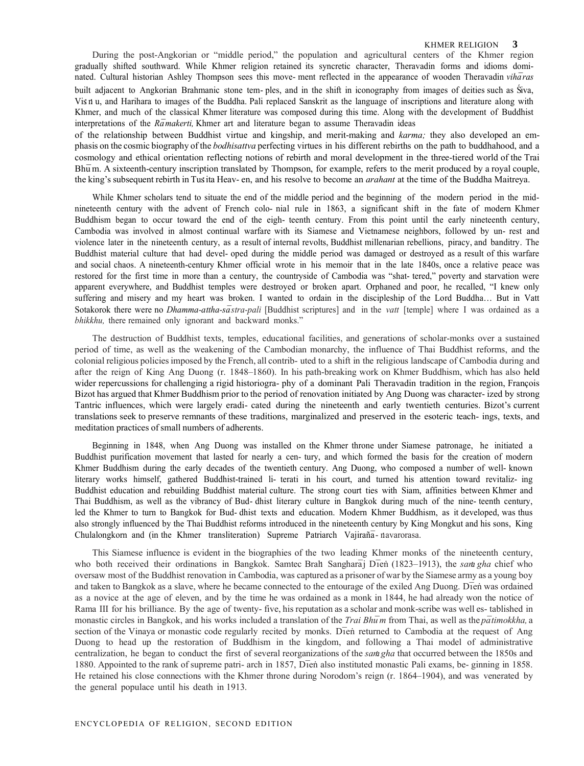During the post-Angkorian or "middle period," the population and agricultural centers of the Khmer region gradually shifted southward. While Khmer religion retained its syncretic character, Theravadin forms and idioms dominated. Cultural historian Ashley Thompson sees this movement reflected in the appearance of wooden Theravadin *vihāras* built adjacent to Angkorian Brahmanic stone temples, and in the shift in iconography from images of deities such as Śiva, Viṣṇu, and Harihara to images of the Buddha. Pali replaced Sanskrit as the language of inscriptions and literature along with Khmer, and much of the classical Khmer literature was composed during this time. Along with the development of Buddhist interpretations of the *Rāmakerti,* Khmer art and literature began to assume Theravadin ideas of the relationship between Buddhist virtue and kingship, and merit-making and *karma;* they also developed an emphasis on the cosmic biography of the *bodhisattva* perfecting virtues in his different rebirths on the path to buddhahood, and a cosmology and ethical orientation reflecting notions of rebirth and moral development in the three-tiered world of the Trai Bhūm. A sixteenth-century inscription translated by Thompson, for example, refers to the merit produced by a royal couple, the king's subsequent rebirth in Tuṣita Heaven, and his resolve to become an *arahant* at the time of the Buddha Maitreya.

While Khmer scholars tend to situate the end of the middle period and the beginning of the modern period in the mid-nineteenth century with the advent of French colonial rule in 1863, a significant shift in the fate of modern Khmer Buddhism began to occur toward the end of the eighteenth century. From this point until the early nineteenth century, Cambodia was involved in almost continual warfare with its Siamese and Vietnamese neighbors, followed by unrest and violence later in the nineteenth century, as a result of internal revolts, Buddhist millenarian rebellions, piracy, and banditry. The Buddhist material culture that had developed during the middle period was damaged or destroyed as a result of this warfare and social chaos. A nineteenth-century Khmer official wrote in his memoir that in the late 1840s, once a relative peace was restored for the first time in more than a century, the countryside of Cambodia was "shattered," poverty and starvation were apparent everywhere, and Buddhist temples were destroyed or broken apart. Orphaned and poor, he recalled, "I knew only suffering and misery and my heart was broken. I wanted to ordain in the discipleship of the Lord Buddha… But in Vatt Sotakorok there were no *Dhamma-attha-sāstra-pali* [Buddhist scriptures] and in the *vatt* [temple] where I was ordained as a *bhikkhu,* there remained only ignorant and backward monks."

The destruction of Buddhist texts, temples, educational facilities, and generations of scholar-monks over a sustained period of time, as well as the weakening of the Cambodian monarchy, the influence of Thai Buddhist reforms, and the colonial religious policies imposed by the French, all contributed to a shift in the religious landscape of Cambodia during and after the reign of King Ang Duong (r. 1848–1860). In his path-breaking work on Khmer Buddhism, which has also held wider repercussions for challenging a rigid historiography of a dominant Pali Theravadin tradition in the region, François Bizot has argued that Khmer Buddhism prior to the period of renovation initiated by Ang Duong was characterized by strong Tantric influences, which were largely eradicated during the nineteenth and early twentieth centuries. Bizot's current translations seek to preserve remnants of these traditions, marginalized and preserved in the esoteric teachings, texts, and meditation practices of small numbers of adherents.

Beginning in 1848, when Ang Duong was installed on the Khmer throne under Siamese patronage, he initiated a Buddhist purification movement that lasted for nearly a century, and which formed the basis for the creation of modern Khmer Buddhism during the early decades of the twentieth century. Ang Duong, who composed a number of well-known literary works himself, gathered Buddhist-trained literati in his court, and turned his attention toward revitalizing Buddhist education and rebuilding Buddhist material culture. The strong court ties with Siam, affinities between Khmer and Thai Buddhism, as well as the vibrancy of Buddhist literary culture in Bangkok during much of the nineteenth century, led the Khmer to turn to Bangkok for Buddhist texts and education. Modern Khmer Buddhism, as it developed, was thus also strongly influenced by the Thai Buddhist reforms introduced in the nineteenth century by King Mongkut and his sons, King Chulalongkorn and (in the Khmer transliteration) Supreme Patriarch Vajirañāṇavarorasa.

This Siamese influence is evident in the biographies of the two leading Khmer monks of the nineteenth century, who both received their ordinations in Bangkok. Samtec Braḥ Sangharāj Dīeṅ (1823–1913), the *saṃgha* chief who oversaw most of the Buddhist renovation in Cambodia, was captured as a prisoner of war by the Siamese army as a young boy and taken to Bangkok as a slave, where he became connected to the entourage of the exiled Ang Duong. Dīeṅ was ordained as a novice at the age of eleven, and by the time he was ordained as a monk in 1844, he had already won the notice of Rama III for his brilliance. By the age of twenty-five, his reputation as a scholar and monk-scribe was well established in monastic circles in Bangkok, and his works included a translation of the *Trai Bhūm* from Thai, as well as the *pātimokkha,* a section of the Vinaya or monastic code regularly recited by monks. Dīeṅ returned to Cambodia at the request of Ang Duong to head up the restoration of Buddhism in the kingdom, and following a Thai model of administrative centralization, he began to conduct the first of several reorganizations of the *saṃgha* that occurred between the 1850s and 1880. Appointed to the rank of supreme patriarch in 1857, Dīeṅ also instituted monastic Pali exams, beginning in 1858. He retained his close connections with the Khmer throne during Norodom's reign (r. 1864–1904), and was venerated by the general populace until his death in 1913.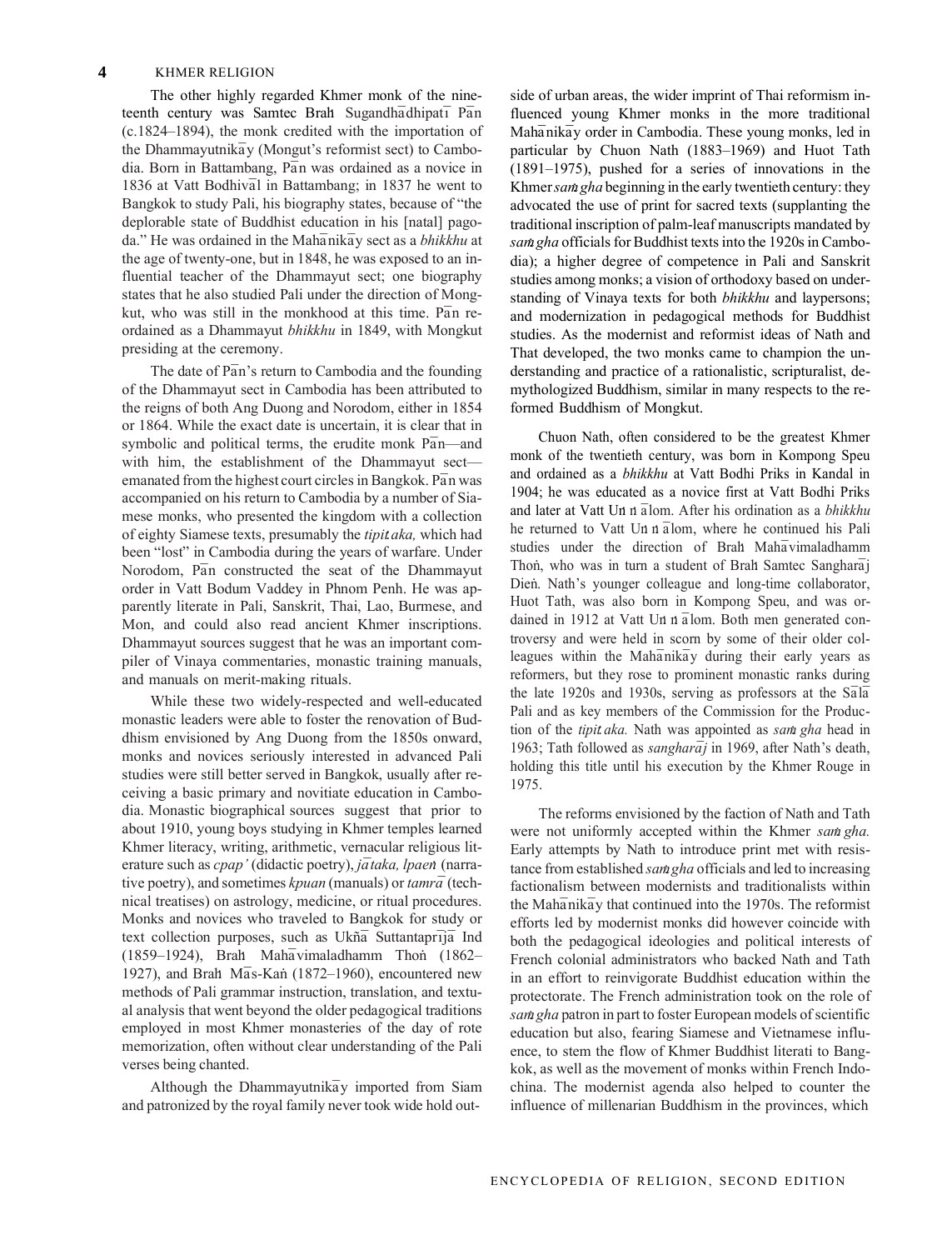The other highly regarded Khmer monk of the nineteenth century was Samtec Braḥ Sugandhādhipatī Pān (c.1824–1894), the monk credited with the importation of the Dhammayutnikāy (Mongut's reformist sect) to Cambodia. Born in Battambang, Pān was ordained as a novice in 1836 at Vatt Bodhivāl in Battambang; in 1837 he went to Bangkok to study Pali, his biography states, because of "the deplorable state of Buddhist education in his [natal] pagoda." He was ordained in the Mahānikāy sect as a *bhikkhu* at the age of twenty-one, but in 1848, he was exposed to an influential teacher of the Dhammayut sect; one biography states that he also studied Pali under the direction of Mongkut, who was still in the monkhood at this time. Pān reordained as a Dhammayut *bhikkhu* in 1849, with Mongkut presiding at the ceremony.

The date of Pān's return to Cambodia and the founding of the Dhammayut sect in Cambodia has been attributed to the reigns of both Ang Duong and Norodom, either in 1854 or 1864. While the exact date is uncertain, it is clear that in symbolic and political terms, the erudite monk Pān—and with him, the establishment of the Dhammayut sect—emanated from the highest court circles in Bangkok. Pān was accompanied on his return to Cambodia by a number of Siamese monks, who presented the kingdom with a collection of eighty Siamese texts, presumably the *tipiṭaka,* which had been "lost" in Cambodia during the years of warfare. Under Norodom, Pān constructed the seat of the Dhammayut order in Vatt Bodum Vaddey in Phnom Penh. He was apparently literate in Pali, Sanskrit, Thai, Lao, Burmese, and Mon, and could also read ancient Khmer inscriptions. Dhammayut sources suggest that he was an important compiler of Vinaya commentaries, monastic training manuals, and manuals on merit-making rituals.

While these two widely-respected and well-educated monastic leaders were able to foster the renovation of Buddhism envisioned by Ang Duong from the 1850s onward, monks and novices seriously interested in advanced Pali studies were still better served in Bangkok, usually after receiving a basic primary and novitiate education in Cambodia. Monastic biographical sources suggest that prior to about 1910, young boys studying in Khmer temples learned Khmer literacy, writing, arithmetic, vernacular religious literature such as *cpap'* (didactic poetry), *jātaka, lpaeṅ* (narrative poetry), and sometimes *kpuan* (manuals) or *tamrā* (technical treatises) on astrology, medicine, or ritual procedures. Monks and novices who traveled to Bangkok for study or text collection purposes, such as Ukñā Suttantaprījā Ind (1859–1924), Braḥ Mahāvimaladhamm Thoṅ (1862–1927), and Braḥ Mās-Kaṅ (1872–1960), encountered new methods of Pali grammar instruction, translation, and textual analysis that went beyond the older pedagogical traditions employed in most Khmer monasteries of the day of rote memorization, often without clear understanding of the Pali verses being chanted.

Although the Dhammayutnikāy imported from Siam and patronized by the royal family never took wide hold outside of urban areas, the wider imprint of Thai reformism influenced young Khmer monks in the more traditional Mahānikāy order in Cambodia. These young monks, led in particular by Chuon Nath (1883–1969) and Huot Tath (1891–1975), pushed for a series of innovations in the Khmer *saṃgha* beginning in the early twentieth century: they advocated the use of print for sacred texts (supplanting the traditional inscription of palm-leaf manuscripts mandated by *saṃgha* officials for Buddhist texts into the 1920s in Cambodia); a higher degree of competence in Pali and Sanskrit studies among monks; a vision of orthodoxy based on understanding of Vinaya texts for both *bhikkhu* and laypersons; and modernization in pedagogical methods for Buddhist studies. As the modernist and reformist ideas of Nath and That developed, the two monks came to champion the understanding and practice of a rationalistic, scripturalist, demythologized Buddhism, similar in many respects to the reformed Buddhism of Mongkut.

Chuon Nath, often considered to be the greatest Khmer monk of the twentieth century, was born in Kompong Speu and ordained as a *bhikkhu* at Vatt Bodhi Priks in Kandal in 1904; he was educated as a novice first at Vatt Bodhi Priks and later at Vatt Uṇṇālom. After his ordination as a *bhikkhu* he returned to Vatt Uṇṇālom, where he continued his Pali studies under the direction of Braḥ Mahāvimaladhamm Thoṅ, who was in turn a student of Braḥ Samtec Saṅgharāj Dieṅ. Nath's younger colleague and long-time collaborator, Huot Tath, was also born in Kompong Speu, and was ordained in 1912 at Vatt Uṇṇālom. Both men generated controversy and were held in scorn by some of their older colleagues within the Mahānikāy during their early years as reformers, but they rose to prominent monastic ranks during the late 1920s and 1930s, serving as professors at the Sālā Pali and as key members of the Commission for the Production of the *tipiṭaka.* Nath was appointed as *saṃgha* head in 1963; Tath followed as *saṅgharāj* in 1969, after Nath's death, holding this title until his execution by the Khmer Rouge in 1975.

The reforms envisioned by the faction of Nath and Tath were not uniformly accepted within the Khmer *saṃgha.* Early attempts by Nath to introduce print met with resistance from established *saṃgha* officials and led to increasing factionalism between modernists and traditionalists within the Mahānikāy that continued into the 1970s. The reformist efforts led by modernist monks did however coincide with both the pedagogical ideologies and political interests of French colonial administrators who backed Nath and Tath in an effort to reinvigorate Buddhist education within the protectorate. The French administration took on the role of *saṃgha* patron in part to foster European models of scientific education but also, fearing Siamese and Vietnamese influence, to stem the flow of Khmer Buddhist literati to Bangkok, as well as the movement of monks within French Indochina. The modernist agenda also helped to counter the influence of millenarian Buddhism in the provinces, which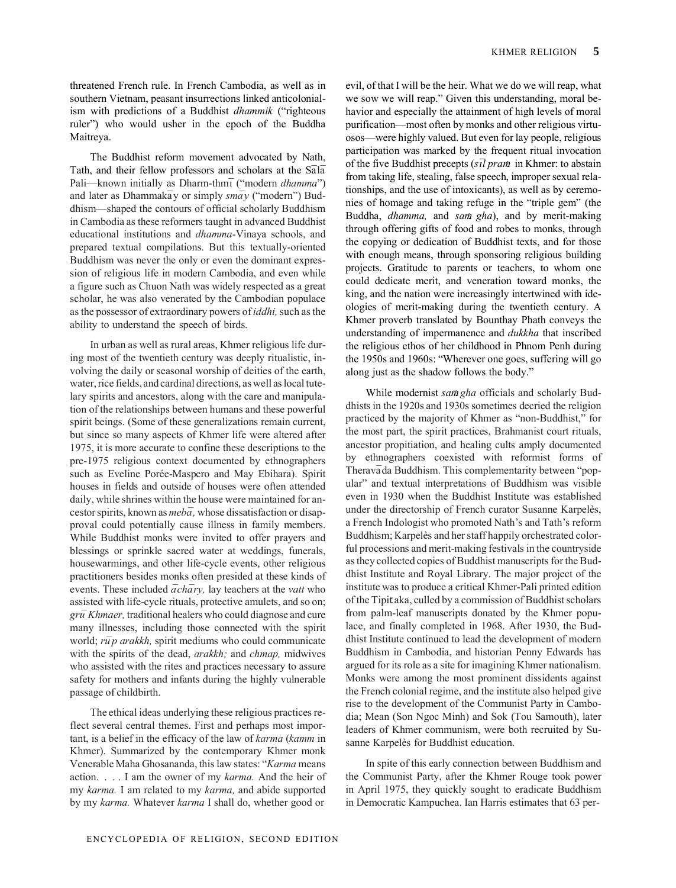threatened French rule. In French Cambodia, as well as in southern Vietnam, peasant insurrections linked anticolonialism with predictions of a Buddhist *dhammik* ("righteous ruler") who would usher in the epoch of the Buddha Maitreya.

The Buddhist reform movement advocated by Nath, Tath, and their fellow professors and scholars at the Sālā Pali—known initially as Dharm-thmī ("modern *dhamma*") and later as Dhammakāy or simply *smāy* ("modern") Buddhism—shaped the contours of official scholarly Buddhism in Cambodia as these reformers taught in advanced Buddhist educational institutions and *dhamma*-Vinaya schools, and prepared textual compilations. But this textually-oriented Buddhism was never the only or even the dominant expression of religious life in modern Cambodia, and even while a figure such as Chuon Nath was widely respected as a great scholar, he was also venerated by the Cambodian populace as the possessor of extraordinary powers of *iddhi,* such as the ability to understand the speech of birds.

In urban as well as rural areas, Khmer religious life during most of the twentieth century was deeply ritualistic, involving the daily or seasonal worship of deities of the earth, water, rice fields, and cardinal directions, as well as local tutelary spirits and ancestors, along with the care and manipulation of the relationships between humans and these powerful spirit beings. (Some of these generalizations remain current, but since so many aspects of Khmer life were altered after 1975, it is more accurate to confine these descriptions to the pre-1975 religious context documented by ethnographers such as Eveline Porée-Maspero and May Ebihara). Spirit houses in fields and outside of houses were often attended daily, while shrines within the house were maintained for ancestor spirits, known as *mebā,* whose dissatisfaction or disapproval could potentially cause illness in family members. While Buddhist monks were invited to offer prayers and blessings or sprinkle sacred water at weddings, funerals, housewarmings, and other life-cycle events, other religious practitioners besides monks often presided at these kinds of events. These included *āchāry,* lay teachers at the *vatt* who assisted with life-cycle rituals, protective amulets, and so on; *grū Khmaer,* traditional healers who could diagnose and cure many illnesses, including those connected with the spirit world; *rūp arakkh,* spirit mediums who could communicate with the spirits of the dead, *arakkh;* and *chmap,* midwives who assisted with the rites and practices necessary to assure safety for mothers and infants during the highly vulnerable passage of childbirth.

The ethical ideas underlying these religious practices reflect several central themes. First and perhaps most important, is a belief in the efficacy of the law of *karma* (*kamm* in Khmer). Summarized by the contemporary Khmer monk Venerable Maha Ghosananda, this law states: "*Karma* means action. . . . I am the owner of my *karma.* And the heir of my *karma.* I am related to my *karma,* and abide supported by my *karma.* Whatever *karma* I shall do, whether good or evil, of that I will be the heir. What we do we will reap, what we sow we will reap." Given this understanding, moral behavior and especially the attainment of high levels of moral purification—most often by monks and other religious virtuosos—were highly valued. But even for lay people, religious participation was marked by the frequent ritual invocation of the five Buddhist precepts (*sīl praṃ* in Khmer: to abstain from taking life, stealing, false speech, improper sexual relationships, and the use of intoxicants), as well as by ceremonies of homage and taking refuge in the "triple gem" (the Buddha, *dhamma,* and *saṃgha*), and by merit-making through offering gifts of food and robes to monks, through the copying or dedication of Buddhist texts, and for those with enough means, through sponsoring religious building projects. Gratitude to parents or teachers, to whom one could dedicate merit, and veneration toward monks, the king, and the nation were increasingly intertwined with ideologies of merit-making during the twentieth century. A Khmer proverb translated by Bounthay Phath conveys the understanding of impermanence and *dukkha* that inscribed the religious ethos of her childhood in Phnom Penh during the 1950s and 1960s: "Wherever one goes, suffering will go along just as the shadow follows the body."

While modernist *saṃgha* officials and scholarly Buddhists in the 1920s and 1930s sometimes decried the religion practiced by the majority of Khmer as "non-Buddhist," for the most part, the spirit practices, Brahmanist court rituals, ancestor propitiation, and healing cults amply documented by ethnographers coexisted with reformist forms of Theravāda Buddhism. This complementarity between "popular" and textual interpretations of Buddhism was visible even in 1930 when the Buddhist Institute was established under the directorship of French curator Susanne Karpelès, a French Indologist who promoted Nath's and Tath's reform Buddhism; Karpelès and her staff happily orchestrated colorful processions and merit-making festivals in the countryside as they collected copies of Buddhist manuscripts for the Buddhist Institute and Royal Library. The major project of the institute was to produce a critical Khmer-Pali printed edition of the Tipiṭaka, culled by a commission of Buddhist scholars from palm-leaf manuscripts donated by the Khmer populace, and finally completed in 1968. After 1930, the Buddhist Institute continued to lead the development of modern Buddhism in Cambodia, and historian Penny Edwards has argued for its role as a site for imagining Khmer nationalism. Monks were among the most prominent dissidents against the French colonial regime, and the institute also helped give rise to the development of the Communist Party in Cambodia; Mean (Son Ngoc Minh) and Sok (Tou Samouth), later leaders of Khmer communism, were both recruited by Susanne Karpelès for Buddhist education.

In spite of this early connection between Buddhism and the Communist Party, after the Khmer Rouge took power in April 1975, they quickly sought to eradicate Buddhism in Democratic Kampuchea. Ian Harris estimates that 63 per-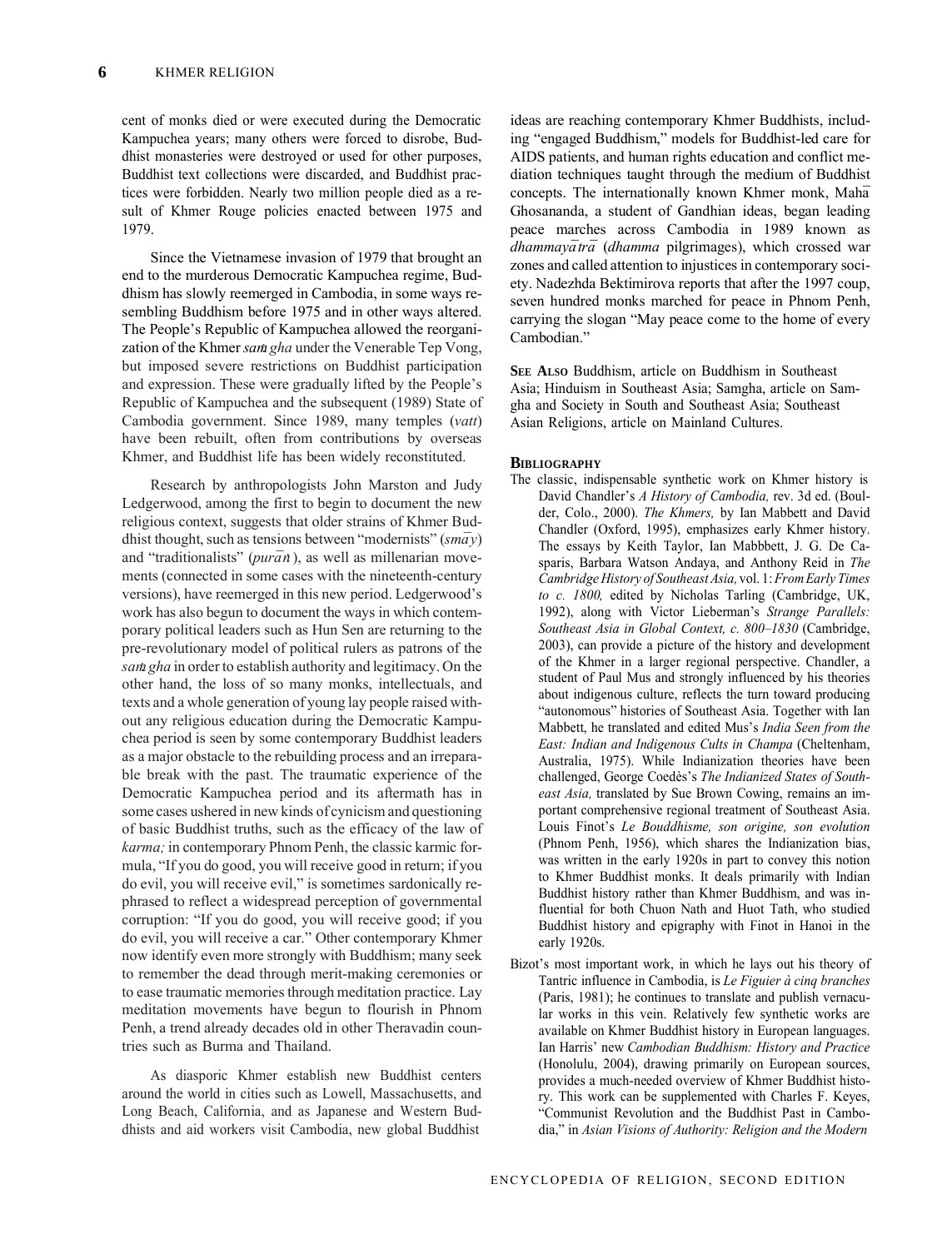cent of monks died or were executed during the Democratic Kampuchea years; many others were forced to disrobe, Buddhist monasteries were destroyed or used for other purposes, Buddhist text collections were discarded, and Buddhist practices were forbidden. Nearly two million people died as a result of Khmer Rouge policies enacted between 1975 and 1979.

Since the Vietnamese invasion of 1979 that brought an end to the murderous Democratic Kampuchea regime, Buddhism has slowly reemerged in Cambodia, in some ways resembling Buddhism before 1975 and in other ways altered. The People's Republic of Kampuchea allowed the reorganization of the Khmer *saṁgha* under the Venerable Tep Vong, but imposed severe restrictions on Buddhist participation and expression. These were gradually lifted by the People's Republic of Kampuchea and the subsequent (1989) State of Cambodia government. Since 1989, many temples (*vatt*) have been rebuilt, often from contributions by overseas Khmer, and Buddhist life has been widely reconstituted.

Research by anthropologists John Marston and Judy Ledgerwood, among the first to begin to document the new religious context, suggests that older strains of Khmer Buddhist thought, such as tensions between "modernists" (*smāy*) and "traditionalists" (*purāṇ*), as well as millenarian movements (connected in some cases with the nineteenth-century versions), have reemerged in this new period. Ledgerwood's work has also begun to document the ways in which contemporary political leaders such as Hun Sen are returning to the pre-revolutionary model of political rulers as patrons of the *saṁgha* in order to establish authority and legitimacy. On the other hand, the loss of so many monks, intellectuals, and texts and a whole generation of young lay people raised without any religious education during the Democratic Kampuchea period is seen by some contemporary Buddhist leaders as a major obstacle to the rebuilding process and an irreparable break with the past. The traumatic experience of the Democratic Kampuchea period and its aftermath has in some cases ushered in new kinds of cynicism and questioning of basic Buddhist truths, such as the efficacy of the law of *karma;* in contemporary Phnom Penh, the classic karmic formula, "If you do good, you will receive good in return; if you do evil, you will receive evil," is sometimes sardonically rephrased to reflect a widespread perception of governmental corruption: "If you do good, you will receive good; if you do evil, you will receive a car." Other contemporary Khmer now identify even more strongly with Buddhism; many seek to remember the dead through merit-making ceremonies or to ease traumatic memories through meditation practice. Lay meditation movements have begun to flourish in Phnom Penh, a trend already decades old in other Theravadin countries such as Burma and Thailand.

As diasporic Khmer establish new Buddhist centers around the world in cities such as Lowell, Massachusetts, and Long Beach, California, and as Japanese and Western Buddhists and aid workers visit Cambodia, new global Buddhist ideas are reaching contemporary Khmer Buddhists, including "engaged Buddhism," models for Buddhist-led care for AIDS patients, and human rights education and conflict mediation techniques taught through the medium of Buddhist concepts. The internationally known Khmer monk, Mahā Ghosananda, a student of Gandhian ideas, began leading peace marches across Cambodia in 1989 known as *dhammayātrā* (*dhamma* pilgrimages), which crossed war zones and called attention to injustices in contemporary society. Nadezhda Bektimirova reports that after the 1997 coup, seven hundred monks marched for peace in Phnom Penh, carrying the slogan "May peace come to the home of every Cambodian."

**SEE ALSO** Buddhism, article on Buddhism in Southeast Asia; Hinduism in Southeast Asia; Samgha, article on Samgha and Society in South and Southeast Asia; Southeast Asian Religions, article on Mainland Cultures.

## BIBLIOGRAPHY

The classic, indispensable synthetic work on Khmer history is David Chandler's *A History of Cambodia,* rev. 3d ed. (Boulder, Colo., 2000). *The Khmers,* by Ian Mabbett and David Chandler (Oxford, 1995), emphasizes early Khmer history. The essays by Keith Taylor, Ian Mabbbett, J. G. De Casparis, Barbara Watson Andaya, and Anthony Reid in *The Cambridge History of Southeast Asia,* vol. 1: *From Early Times to c. 1800,* edited by Nicholas Tarling (Cambridge, UK, 1992), along with Victor Lieberman's *Strange Parallels: Southeast Asia in Global Context, c. 800–1830* (Cambridge, 2003), can provide a picture of the history and development of the Khmer in a larger regional perspective. Chandler, a student of Paul Mus and strongly influenced by his theories about indigenous culture, reflects the turn toward producing "autonomous" histories of Southeast Asia. Together with Ian Mabbett, he translated and edited Mus's *India Seen from the East: Indian and Indigenous Cults in Champa* (Cheltenham, Australia, 1975). While Indianization theories have been challenged, George Coedès's *The Indianized States of Southeast Asia,* translated by Sue Brown Cowing, remains an important comprehensive regional treatment of Southeast Asia. Louis Finot's *Le Bouddhisme, son origine, son evolution* (Phnom Penh, 1956), which shares the Indianization bias, was written in the early 1920s in part to convey this notion to Khmer Buddhist monks. It deals primarily with Indian Buddhist history rather than Khmer Buddhism, and was influential for both Chuon Nath and Huot Tath, who studied Buddhist history and epigraphy with Finot in Hanoi in the early 1920s.

Bizot's most important work, in which he lays out his theory of Tantric influence in Cambodia, is *Le Figuier à cinq branches* (Paris, 1981); he continues to translate and publish vernacular works in this vein. Relatively few synthetic works are available on Khmer Buddhist history in European languages. Ian Harris' new *Cambodian Buddhism: History and Practice* (Honolulu, 2004), drawing primarily on European sources, provides a much-needed overview of Khmer Buddhist history. This work can be supplemented with Charles F. Keyes, "Communist Revolution and the Buddhist Past in Cambodia," in *Asian Visions of Authority: Religion and the Modern*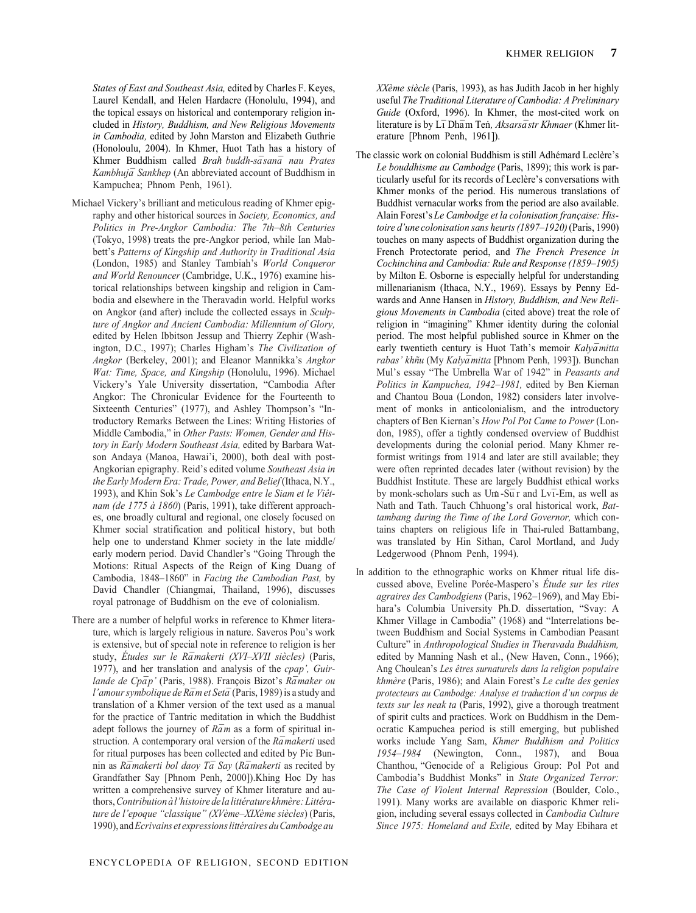*States of East and Southeast Asia,* edited by Charles F. Keyes, Laurel Kendall, and Helen Hardacre (Honolulu, 1994), and the topical essays on historical and contemporary religion included in *History, Buddhism, and New Religious Movements in Cambodia,* edited by John Marston and Elizabeth Guthrie (Honolulu, 2004). In Khmer, Huot Tath has a history of Khmer Buddhism called *Braḥ buddh-sāsanā nau Prates Kambhujā Sankhep* (An abbreviated account of Buddhism in Kampuchea; Phnom Penh, 1961).

Michael Vickery's brilliant and meticulous reading of Khmer epigraphy and other historical sources in *Society, Economics, and Politics in Pre-Angkor Cambodia: The 7th–8th Centuries* (Tokyo, 1998) treats the pre-Angkor period, while Ian Mabbett's *Patterns of Kingship and Authority in Traditional Asia* (London, 1985) and Stanley Tambiah's *World Conqueror and World Renouncer* (Cambridge, U.K., 1976) examine historical relationships between kingship and religion in Cambodia and elsewhere in the Theravadin world. Helpful works on Angkor (and after) include the collected essays in *Sculpture of Angkor and Ancient Cambodia: Millennium of Glory,* edited by Helen Ibbitson Jessup and Thierry Zephir (Washington, D.C., 1997); Charles Higham's *The Civilization of Angkor* (Berkeley, 2001); and Eleanor Mannikka's *Angkor Wat: Time, Space, and Kingship* (Honolulu, 1996). Michael Vickery's Yale University dissertation, "Cambodia After Angkor: The Chronicular Evidence for the Fourteenth to Sixteenth Centuries" (1977), and Ashley Thompson's "Introductory Remarks Between the Lines: Writing Histories of Middle Cambodia," in *Other Pasts: Women, Gender and History in Early Modern Southeast Asia,* edited by Barbara Watson Andaya (Manoa, Hawai'i, 2000), both deal with post-Angkorian epigraphy. Reid's edited volume *Southeast Asia in the Early Modern Era: Trade, Power, and Belief* (Ithaca, N.Y., 1993), and Khin Sok's *Le Cambodge entre le Siam et le Viêtnam (de 1775 à 1860)* (Paris, 1991), take different approaches, one broadly cultural and regional, one closely focused on Khmer social stratification and political history, but both help one to understand Khmer society in the late middle/early modern period. David Chandler's "Going Through the Motions: Ritual Aspects of the Reign of King Duang of Cambodia, 1848–1860" in *Facing the Cambodian Past,* by David Chandler (Chiangmai, Thailand, 1996), discusses royal patronage of Buddhism on the eve of colonialism.

There are a number of helpful works in reference to Khmer literature, which is largely religious in nature. Saveros Pou's work is extensive, but of special note in reference to religion is her study, *Études sur le Rāmakerti (XVI–XVII siècles)* (Paris, 1977), and her translation and analysis of the *cpap', Guirlande de Cpāp'* (Paris, 1988). François Bizot's *Rāmaker ou l'amour symbolique de Rām et Setā* (Paris, 1989) is a study and translation of a Khmer version of the text used as a manual for the practice of Tantric meditation in which the Buddhist adept follows the journey of *Rām* as a form of spiritual instruction. A contemporary oral version of the *Rāmakerti* used for ritual purposes has been collected and edited by Pic Bunnin as *Rāmakerti bol daoy Tā Say* (*Rāmakerti* as recited by Grandfather Say [Phnom Penh, 2000]).Khing Hoc Dy has written a comprehensive survey of Khmer literature and authors, *Contribution à l'histoire de la littérature khmère: Littérature de l'epoque "classique" (XVème–XIXème siècles)* (Paris, 1990), and *Ecrivains et expressions littéraires du Cambodge au XXème siècle* (Paris, 1993), as has Judith Jacob in her highly useful *The Traditional Literature of Cambodia: A Preliminary Guide* (Oxford, 1996). In Khmer, the most-cited work on literature is by Lī Dhām Teṅ, *Aksarsāstr Khmaer* (Khmer literature [Phnom Penh, 1961]).

The classic work on colonial Buddhism is still Adhémard Leclère's *Le bouddhisme au Cambodge* (Paris, 1899); this work is particularly useful for its records of Leclère's conversations with Khmer monks of the period. His numerous translations of Buddhist vernacular works from the period are also available. Alain Forest's *Le Cambodge et la colonisation française: Histoire d'une colonisation sans heurts (1897–1920)* (Paris, 1990) touches on many aspects of Buddhist organization during the French Protectorate period, and *The French Presence in Cochinchina and Cambodia: Rule and Response (1859–1905)* by Milton E. Osborne is especially helpful for understanding millenarianism (Ithaca, N.Y., 1969). Essays by Penny Edwards and Anne Hansen in *History, Buddhism, and New Religious Movements in Cambodia* (cited above) treat the role of religion in "imagining" Khmer identity during the colonial period. The most helpful published source in Khmer on the early twentieth century is Huot Tath's memoir *Kalyāmitta rabas' khñu* (My *Kalyāmitta* [Phnom Penh, 1993]). Bunchan Mul's essay "The Umbrella War of 1942" in *Peasants and Politics in Kampuchea, 1942–1981,* edited by Ben Kiernan and Chantou Boua (London, 1982) considers later involvement of monks in anticolonialism, and the introductory chapters of Ben Kiernan's *How Pol Pot Came to Power* (London, 1985), offer a tightly condensed overview of Buddhist developments during the colonial period. Many Khmer reformist writings from 1914 and later are still available; they were often reprinted decades later (without revision) by the Buddhist Institute. These are largely Buddhist ethical works by monk-scholars such as Uṁ-Sūr and Lvī-Em, as well as Nath and Tath. Tauch Chhuong's oral historical work, *Battambang during the Time of the Lord Governor,* which contains chapters on religious life in Thai-ruled Battambang, was translated by Hin Sithan, Carol Mortland, and Judy Ledgerwood (Phnom Penh, 1994).

In addition to the ethnographic works on Khmer ritual life discussed above, Eveline Porée-Maspero's *Étude sur les rites agraires des Cambodgiens* (Paris, 1962–1969), and May Ebihara's Columbia University Ph.D. dissertation, "Svay: A Khmer Village in Cambodia" (1968) and "Interrelations between Buddhism and Social Systems in Cambodian Peasant Culture" in *Anthropological Studies in Theravada Buddhism,* edited by Manning Nash et al., (New Haven, Conn., 1966); Ang Choulean's *Les êtres surnaturels dans la religion populaire khmère* (Paris, 1986); and Alain Forest's *Le culte des genies protecteurs au Cambodge: Analyse et traduction d'un corpus de texts sur les neak ta* (Paris, 1992), give a thorough treatment of spirit cults and practices. Work on Buddhism in the Democratic Kampuchea period is still emerging, but published works include Yang Sam, *Khmer Buddhism and Politics 1954–1984* (Newington, Conn., 1987), and Boua Chanthou, "Genocide of a Religious Group: Pol Pot and Cambodia's Buddhist Monks" in *State Organized Terror: The Case of Violent Internal Repression* (Boulder, Colo., 1991). Many works are available on diasporic Khmer religion, including several essays collected in *Cambodia Culture Since 1975: Homeland and Exile,* edited by May Ebihara et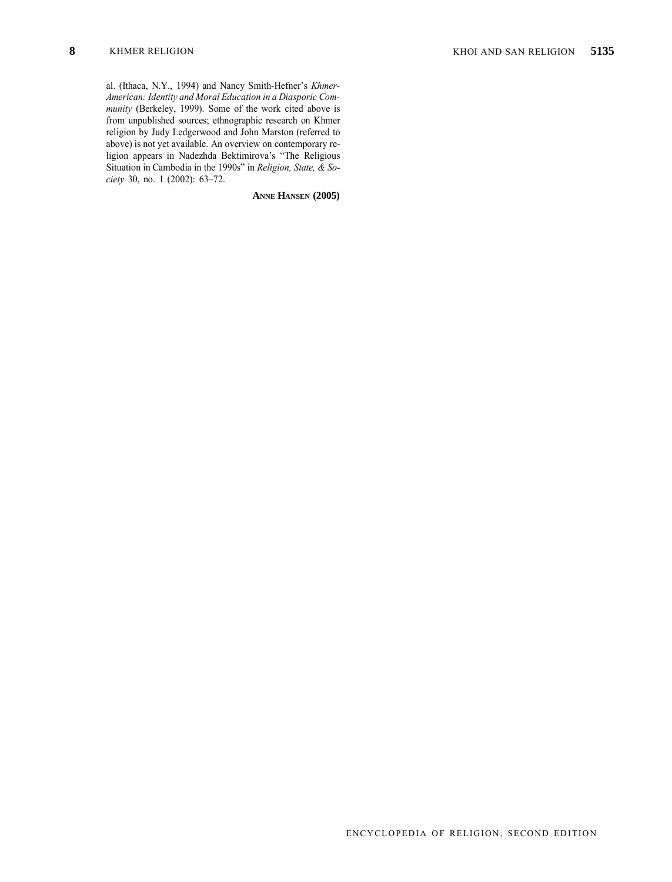al. (Ithaca, N.Y., 1994) and Nancy Smith-Hefner's *Khmer-American: Identity and Moral Education in a Diasporic Community* (Berkeley, 1999). Some of the work cited above is from unpublished sources; ethnographic research on Khmer religion by Judy Ledgerwood and John Marston (referred to above) is not yet available. An overview on contemporary religion appears in Nadezhda Bektimirova's "The Religious Situation in Cambodia in the 1990s" in *Religion, State, & Society* 30, no. 1 (2002): 63–72.

**ANNE HANSEN (2005)**